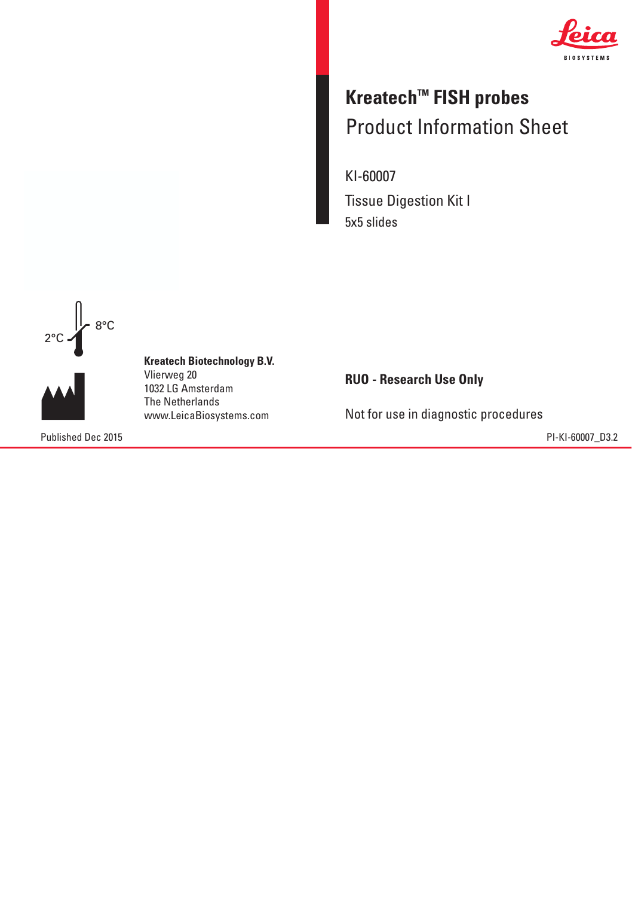# Kreatech™ FISH probes

## Product Information Sheet

KI-60007

Tissue Digestion Kit I

5x5 slides

2°C 8°C

**Kreatech Biotechnology B.V.**
Vlierweg 20
1032 LG Amsterdam
The Netherlands
www.LeicaBiosystems.com

**RUO - Research Use Only**

Not for use in diagnostic procedures

Published Dec 2015

PI-KI-60007_D3.2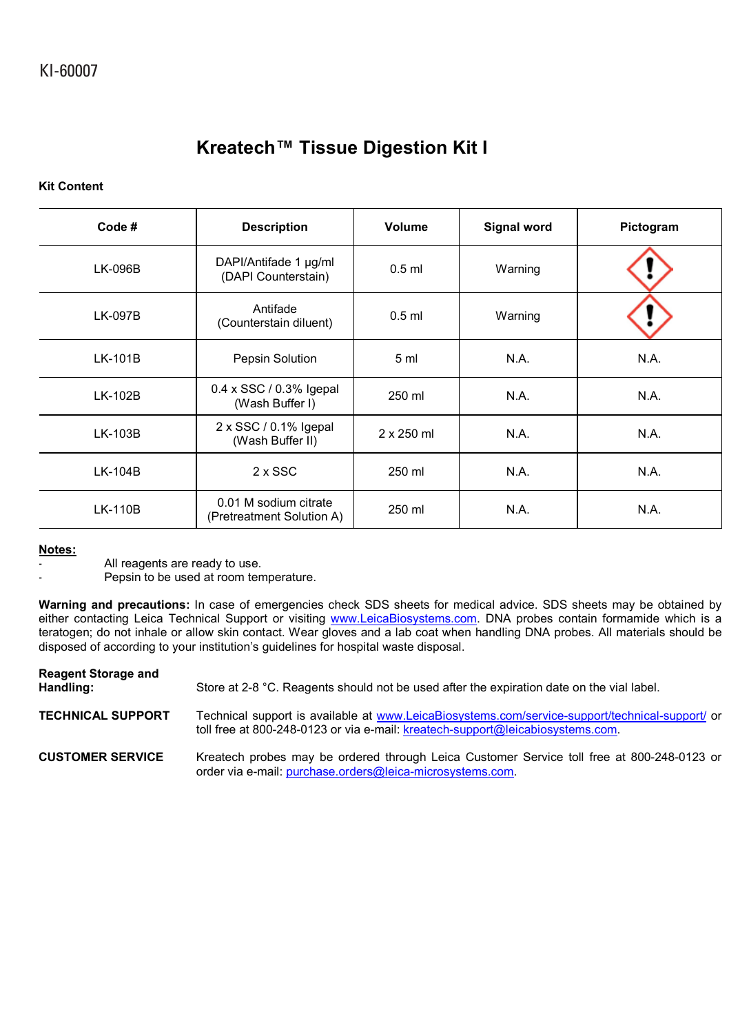KI-60007

# Kreatech™ Tissue Digestion Kit I

**Kit Content**

| Code # | Description | Volume | Signal word | Pictogram |
|---|---|---|---|---|
| LK-096B | DAPI/Antifade 1 µg/ml (DAPI Counterstain) | 0.5 ml | Warning | |
| LK-097B | Antifade (Counterstain diluent) | 0.5 ml | Warning | |
| LK-101B | Pepsin Solution | 5 ml | N.A. | N.A. |
| LK-102B | 0.4 x SSC / 0.3% Igepal (Wash Buffer I) | 250 ml | N.A. | N.A. |
| LK-103B | 2 x SSC / 0.1% Igepal (Wash Buffer II) | 2 x 250 ml | N.A. | N.A. |
| LK-104B | 2 x SSC | 250 ml | N.A. | N.A. |
| LK-110B | 0.01 M sodium citrate (Pretreatment Solution A) | 250 ml | N.A. | N.A. |

**Notes:**

- All reagents are ready to use.
- Pepsin to be used at room temperature.

**Warning and precautions:** In case of emergencies check SDS sheets for medical advice. SDS sheets may be obtained by either contacting Leica Technical Support or visiting www.LeicaBiosystems.com. DNA probes contain formamide which is a teratogen; do not inhale or allow skin contact. Wear gloves and a lab coat when handling DNA probes. All materials should be disposed of according to your institution's guidelines for hospital waste disposal.

**Reagent Storage and Handling:** Store at 2-8 °C. Reagents should not be used after the expiration date on the vial label.

**TECHNICAL SUPPORT** Technical support is available at www.LeicaBiosystems.com/service-support/technical-support/ or toll free at 800-248-0123 or via e-mail: kreatech-support@leicabiosystems.com.

**CUSTOMER SERVICE** Kreatech probes may be ordered through Leica Customer Service toll free at 800-248-0123 or order via e-mail: purchase.orders@leica-microsystems.com.